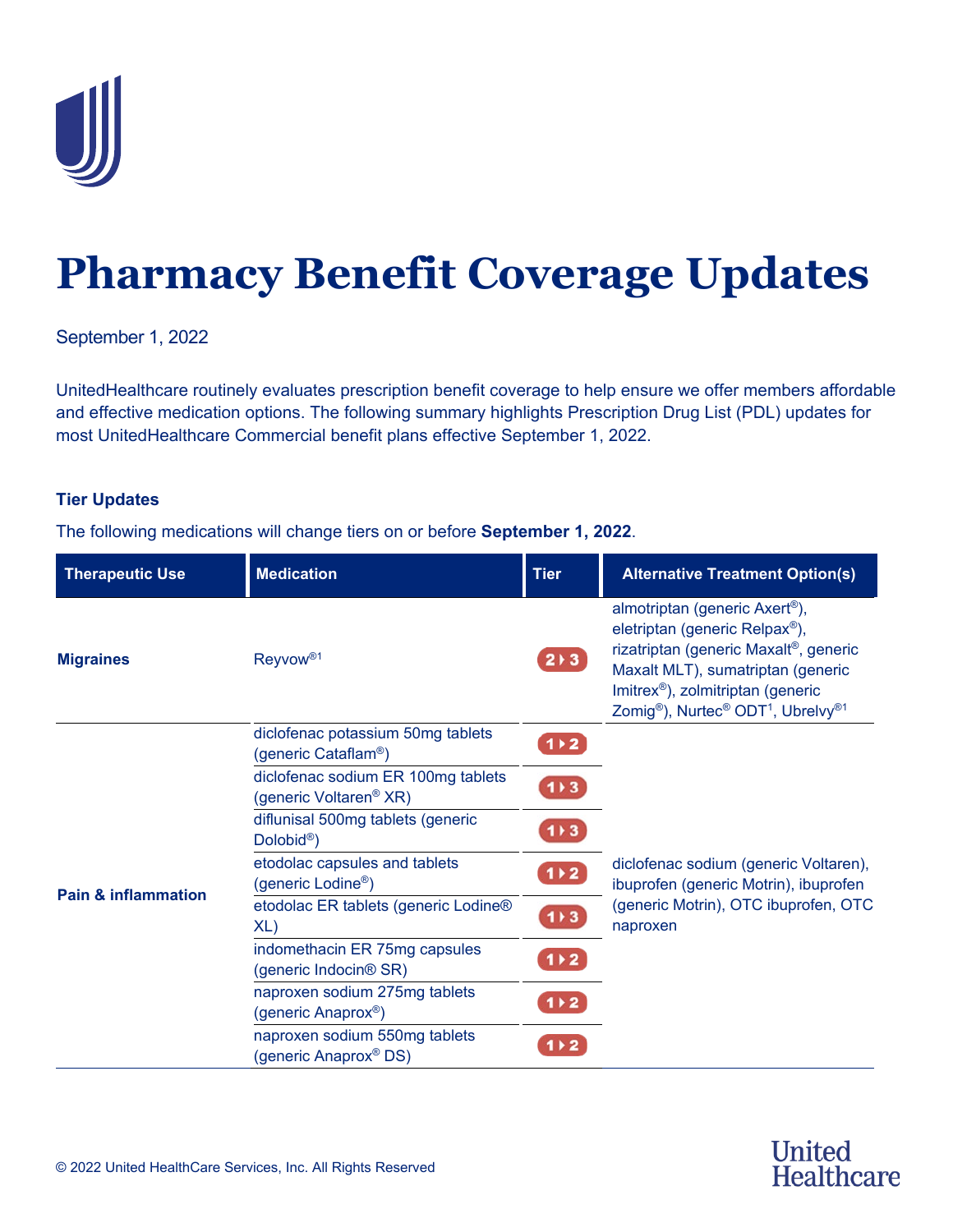# Pharmacy Benefit Coverage Updates

September 1, 2022

UnitedHealthcare routinely evaluates prescription benefit coverage to help ensure we offer members affordable and effective medication options. The following summary highlights Prescription Drug List (PDL) updates for most UnitedHealthcare Commercial benefit plans effective September 1, 2022.

### Tier Updates

The following medications will change tiers on or before **September 1, 2022**.

| Therapeutic Use | Medication | Tier | Alternative Treatment Option(s) |
|---|---|---|---|
| **Migraines** | Reyvow®[1] | 2 ▸ 3 | almotriptan (generic Axert®), eletriptan (generic Relpax®), rizatriptan (generic Maxalt®, generic Maxalt MLT), sumatriptan (generic Imitrex®), zolmitriptan (generic Zomig®), Nurtec® ODT[1], Ubrelvy®[1] |
| **Pain & inflammation** | diclofenac potassium 50mg tablets (generic Cataflam®) | 1 ▸ 2 | diclofenac sodium (generic Voltaren), ibuprofen (generic Motrin), ibuprofen (generic Motrin), OTC ibuprofen, OTC naproxen |
| | diclofenac sodium ER 100mg tablets (generic Voltaren® XR) | 1 ▸ 3 | |
| | diflunisal 500mg tablets (generic Dolobid®) | 1 ▸ 3 | |
| | etodolac capsules and tablets (generic Lodine®) | 1 ▸ 2 | |
| | etodolac ER tablets (generic Lodine® XL) | 1 ▸ 3 | |
| | indomethacin ER 75mg capsules (generic Indocin® SR) | 1 ▸ 2 | |
| | naproxen sodium 275mg tablets (generic Anaprox®) | 1 ▸ 2 | |
| | naproxen sodium 550mg tablets (generic Anaprox® DS) | 1 ▸ 2 | |

© 2022 United HealthCare Services, Inc. All Rights Reserved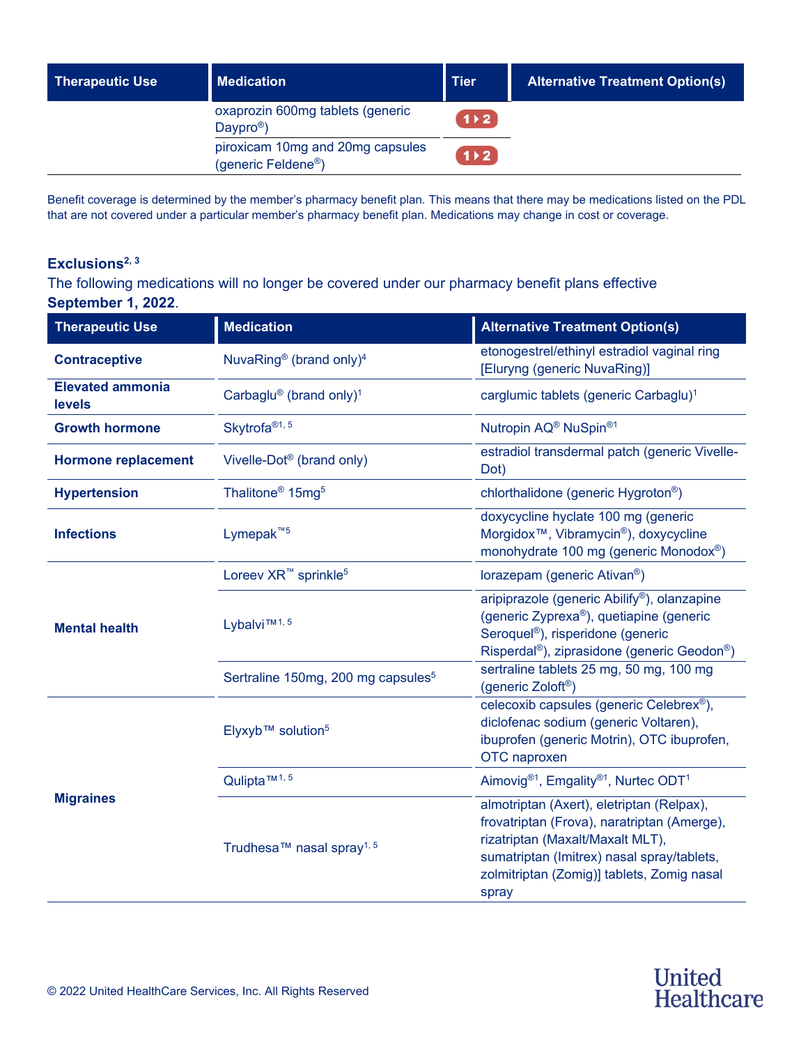| Therapeutic Use | Medication | Tier | Alternative Treatment Option(s) |
| --- | --- | --- | --- |
| | oxaprozin 600mg tablets (generic Daypro®) | 1 ▸ 2 | |
| | piroxicam 10mg and 20mg capsules (generic Feldene®) | 1 ▸ 2 | |

Benefit coverage is determined by the member's pharmacy benefit plan. This means that there may be medications listed on the PDL that are not covered under a particular member's pharmacy benefit plan. Medications may change in cost or coverage.

### Exclusions[2, 3]

The following medications will no longer be covered under our pharmacy benefit plans effective **September 1, 2022**.

| Therapeutic Use | Medication | Alternative Treatment Option(s) |
| --- | --- | --- |
| **Contraceptive** | NuvaRing® (brand only)[4] | etonogestrel/ethinyl estradiol vaginal ring [Eluryng (generic NuvaRing)] |
| **Elevated ammonia levels** | Carbaglu® (brand only)[1] | carglumic tablets (generic Carbaglu)[1] |
| **Growth hormone** | Skytrofa®[1, 5] | Nutropin AQ® NuSpin®[1] |
| **Hormone replacement** | Vivelle-Dot® (brand only) | estradiol transdermal patch (generic Vivelle-Dot) |
| **Hypertension** | Thalitone® 15mg[5] | chlorthalidone (generic Hygroton®) |
| **Infections** | Lymepak™[5] | doxycycline hyclate 100 mg (generic Morgidox™, Vibramycin®), doxycycline monohydrate 100 mg (generic Monodox®) |
| **Mental health** | Loreev XR™ sprinkle[5] | lorazepam (generic Ativan®) |
| | Lybalvi™[1, 5] | aripiprazole (generic Abilify®), olanzapine (generic Zyprexa®), quetiapine (generic Seroquel®), risperidone (generic Risperdal®), ziprasidone (generic Geodon®) |
| | Sertraline 150mg, 200 mg capsules[5] | sertraline tablets 25 mg, 50 mg, 100 mg (generic Zoloft®) |
| **Migraines** | Elyxyb™ solution[5] | celecoxib capsules (generic Celebrex®), diclofenac sodium (generic Voltaren), ibuprofen (generic Motrin), OTC ibuprofen, OTC naproxen |
| | Qulipta™[1, 5] | Aimovig®[1], Emgality®[1], Nurtec ODT[1] |
| | Trudhesa™ nasal spray[1, 5] | almotriptan (Axert), eletriptan (Relpax), frovatriptan (Frova), naratriptan (Amerge), rizatriptan (Maxalt/Maxalt MLT), sumatriptan (Imitrex) nasal spray/tablets, zolmitriptan (Zomig)] tablets, Zomig nasal spray |

© 2022 United HealthCare Services, Inc. All Rights Reserved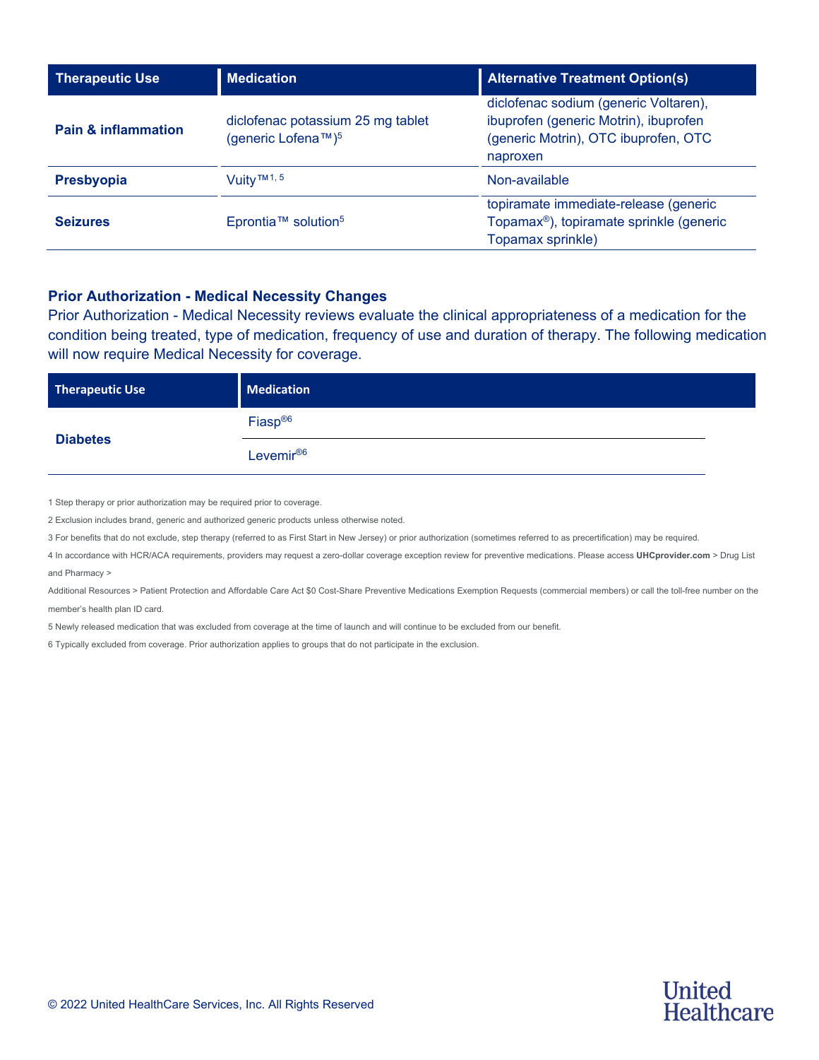| Therapeutic Use | Medication | Alternative Treatment Option(s) |
| --- | --- | --- |
| **Pain & inflammation** | diclofenac potassium 25 mg tablet (generic Lofena™)[5] | diclofenac sodium (generic Voltaren), ibuprofen (generic Motrin), ibuprofen (generic Motrin), OTC ibuprofen, OTC naproxen |
| **Presbyopia** | Vuity™[1, 5] | Non-available |
| **Seizures** | Eprontia™ solution[5] | topiramate immediate-release (generic Topamax®), topiramate sprinkle (generic Topamax sprinkle) |

### Prior Authorization - Medical Necessity Changes

Prior Authorization - Medical Necessity reviews evaluate the clinical appropriateness of a medication for the condition being treated, type of medication, frequency of use and duration of therapy. The following medication will now require Medical Necessity for coverage.

| Therapeutic Use | Medication |
| --- | --- |
| **Diabetes** | Fiasp®[6] |
| | Levemir®[6] |

1 Step therapy or prior authorization may be required prior to coverage.

2 Exclusion includes brand, generic and authorized generic products unless otherwise noted.

3 For benefits that do not exclude, step therapy (referred to as First Start in New Jersey) or prior authorization (sometimes referred to as precertification) may be required.

4 In accordance with HCR/ACA requirements, providers may request a zero-dollar coverage exception review for preventive medications. Please access **UHCprovider.com** > Drug List and Pharmacy >

Additional Resources > Patient Protection and Affordable Care Act $0 Cost-Share Preventive Medications Exemption Requests (commercial members) or call the toll-free number on the member's health plan ID card.

5 Newly released medication that was excluded from coverage at the time of launch and will continue to be excluded from our benefit.

6 Typically excluded from coverage. Prior authorization applies to groups that do not participate in the exclusion.

© 2022 United HealthCare Services, Inc. All Rights Reserved

United Healthcare